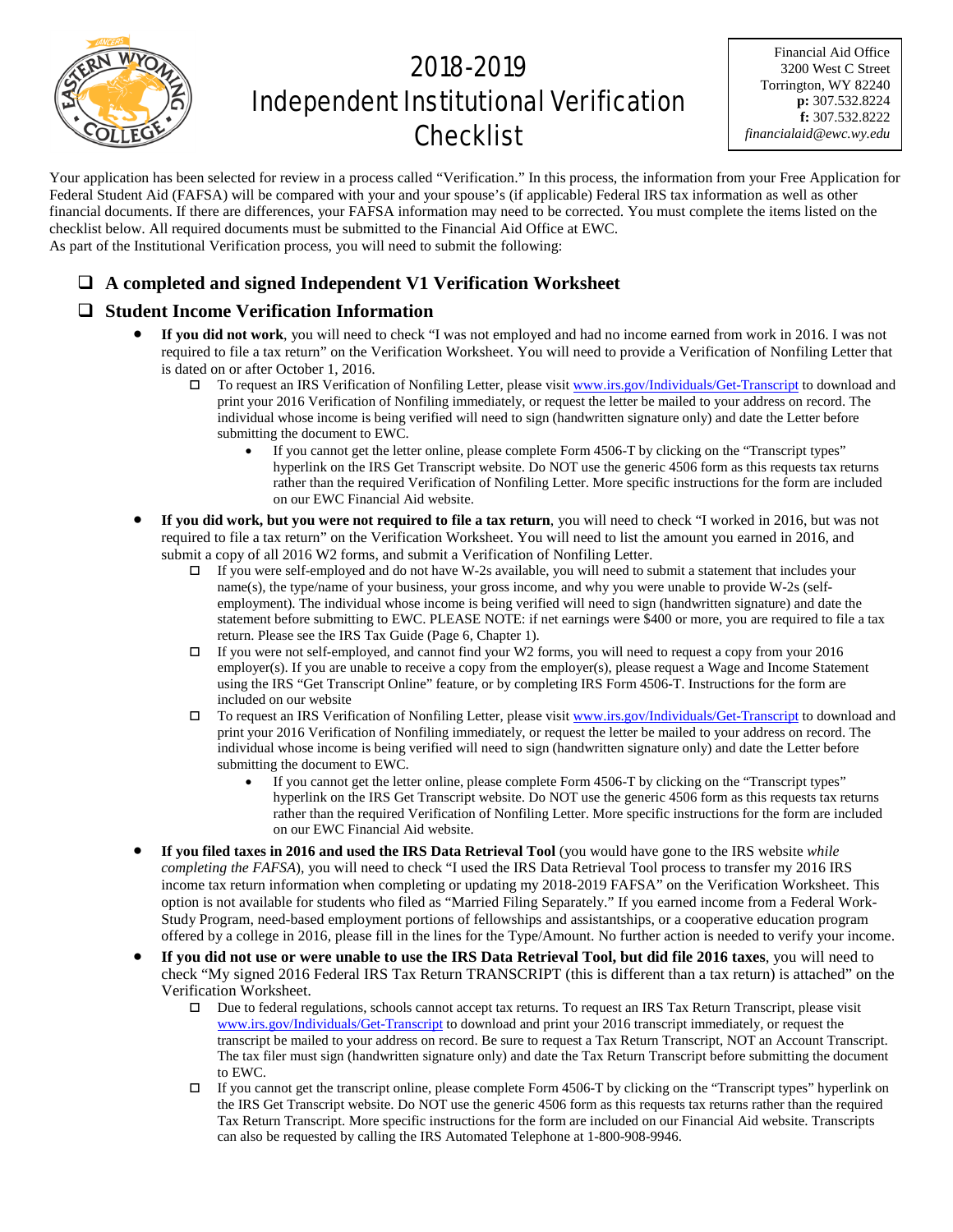# 2018-2019 Independent Institutional Verification Checklist

Financial Aid Office
3200 West C Street
Torrington, WY 82240
**p:** 307.532.8224
**f:** 307.532.8222
*financialaid@ewc.wy.edu*

Your application has been selected for review in a process called "Verification." In this process, the information from your Free Application for Federal Student Aid (FAFSA) will be compared with your and your spouse's (if applicable) Federal IRS tax information as well as other financial documents. If there are differences, your FAFSA information may need to be corrected. You must complete the items listed on the checklist below. All required documents must be submitted to the Financial Aid Office at EWC.
As part of the Institutional Verification process, you will need to submit the following:

- ❑ **A completed and signed Independent V1 Verification Worksheet**
- ❑ **Student Income Verification Information**
  - **If you did not work**, you will need to check "I was not employed and had no income earned from work in 2016. I was not required to file a tax return" on the Verification Worksheet. You will need to provide a Verification of Nonfiling Letter that is dated on or after October 1, 2016.
    - ☐ To request an IRS Verification of Nonfiling Letter, please visit www.irs.gov/Individuals/Get-Transcript to download and print your 2016 Verification of Nonfiling immediately, or request the letter be mailed to your address on record. The individual whose income is being verified will need to sign (handwritten signature only) and date the Letter before submitting the document to EWC.
      - If you cannot get the letter online, please complete Form 4506-T by clicking on the "Transcript types" hyperlink on the IRS Get Transcript website. Do NOT use the generic 4506 form as this requests tax returns rather than the required Verification of Nonfiling Letter. More specific instructions for the form are included on our EWC Financial Aid website.
  - **If you did work, but you were not required to file a tax return**, you will need to check "I worked in 2016, but was not required to file a tax return" on the Verification Worksheet. You will need to list the amount you earned in 2016, and submit a copy of all 2016 W2 forms, and submit a Verification of Nonfiling Letter.
    - ☐ If you were self-employed and do not have W-2s available, you will need to submit a statement that includes your name(s), the type/name of your business, your gross income, and why you were unable to provide W-2s (self-employment). The individual whose income is being verified will need to sign (handwritten signature) and date the statement before submitting to EWC. PLEASE NOTE: if net earnings were $400 or more, you are required to file a tax return. Please see the IRS Tax Guide (Page 6, Chapter 1).
    - ☐ If you were not self-employed, and cannot find your W2 forms, you will need to request a copy from your 2016 employer(s). If you are unable to receive a copy from the employer(s), please request a Wage and Income Statement using the IRS "Get Transcript Online" feature, or by completing IRS Form 4506-T. Instructions for the form are included on our website
    - ☐ To request an IRS Verification of Nonfiling Letter, please visit www.irs.gov/Individuals/Get-Transcript to download and print your 2016 Verification of Nonfiling immediately, or request the letter be mailed to your address on record. The individual whose income is being verified will need to sign (handwritten signature only) and date the Letter before submitting the document to EWC.
      - If you cannot get the letter online, please complete Form 4506-T by clicking on the "Transcript types" hyperlink on the IRS Get Transcript website. Do NOT use the generic 4506 form as this requests tax returns rather than the required Verification of Nonfiling Letter. More specific instructions for the form are included on our EWC Financial Aid website.
  - **If you filed taxes in 2016 and used the IRS Data Retrieval Tool** (you would have gone to the IRS website *while completing the FAFSA*), you will need to check "I used the IRS Data Retrieval Tool process to transfer my 2016 IRS income tax return information when completing or updating my 2018-2019 FAFSA" on the Verification Worksheet. This option is not available for students who filed as "Married Filing Separately." If you earned income from a Federal Work-Study Program, need-based employment portions of fellowships and assistantships, or a cooperative education program offered by a college in 2016, please fill in the lines for the Type/Amount. No further action is needed to verify your income.
  - **If you did not use or were unable to use the IRS Data Retrieval Tool, but did file 2016 taxes**, you will need to check "My signed 2016 Federal IRS Tax Return TRANSCRIPT (this is different than a tax return) is attached" on the Verification Worksheet.
    - ☐ Due to federal regulations, schools cannot accept tax returns. To request an IRS Tax Return Transcript, please visit www.irs.gov/Individuals/Get-Transcript to download and print your 2016 transcript immediately, or request the transcript be mailed to your address on record. Be sure to request a Tax Return Transcript, NOT an Account Transcript. The tax filer must sign (handwritten signature only) and date the Tax Return Transcript before submitting the document to EWC.
    - ☐ If you cannot get the transcript online, please complete Form 4506-T by clicking on the "Transcript types" hyperlink on the IRS Get Transcript website. Do NOT use the generic 4506 form as this requests tax returns rather than the required Tax Return Transcript. More specific instructions for the form are included on our Financial Aid website. Transcripts can also be requested by calling the IRS Automated Telephone at 1-800-908-9946.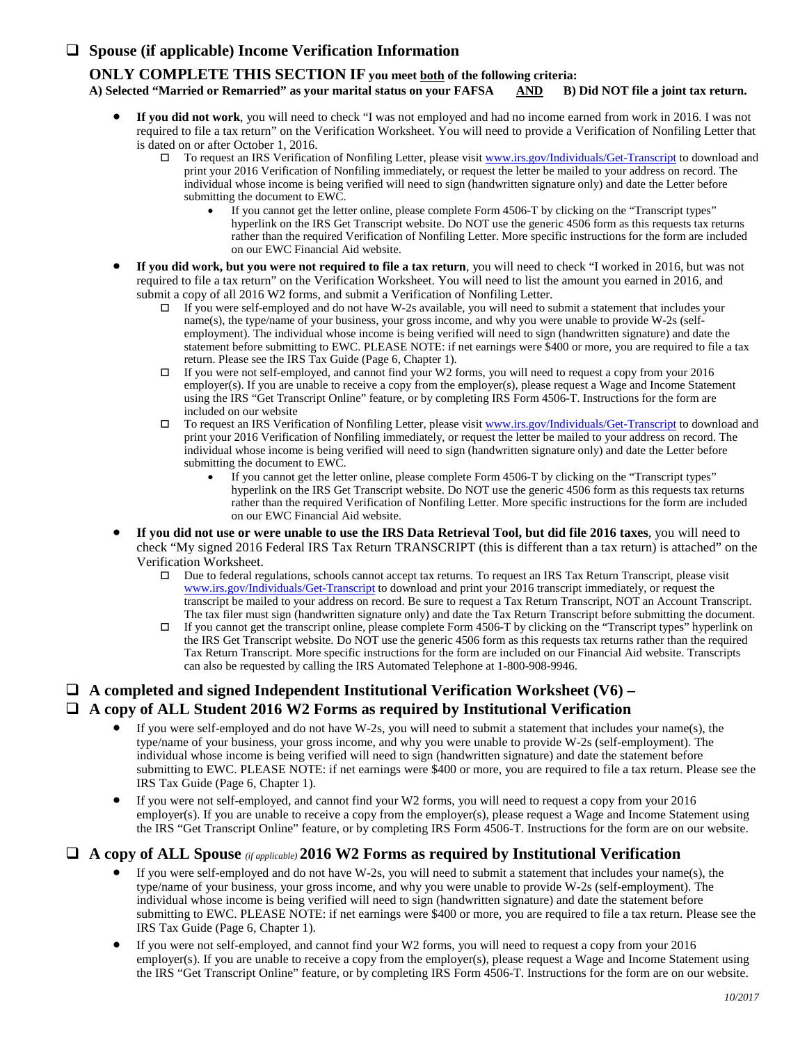## ❑ Spouse (if applicable) Income Verification Information

### ONLY COMPLETE THIS SECTION IF you meet both of the following criteria:

**A) Selected "Married or Remarried" as your marital status on your FAFSA AND B) Did NOT file a joint tax return.**

- **If you did not work**, you will need to check "I was not employed and had no income earned from work in 2016. I was not required to file a tax return" on the Verification Worksheet. You will need to provide a Verification of Nonfiling Letter that is dated on or after October 1, 2016.
  - ◻ To request an IRS Verification of Nonfiling Letter, please visit www.irs.gov/Individuals/Get-Transcript to download and print your 2016 Verification of Nonfiling immediately, or request the letter be mailed to your address on record. The individual whose income is being verified will need to sign (handwritten signature only) and date the Letter before submitting the document to EWC.
    - If you cannot get the letter online, please complete Form 4506-T by clicking on the "Transcript types" hyperlink on the IRS Get Transcript website. Do NOT use the generic 4506 form as this requests tax returns rather than the required Verification of Nonfiling Letter. More specific instructions for the form are included on our EWC Financial Aid website.
- **If you did work, but you were not required to file a tax return**, you will need to check "I worked in 2016, but was not required to file a tax return" on the Verification Worksheet. You will need to list the amount you earned in 2016, and submit a copy of all 2016 W2 forms, and submit a Verification of Nonfiling Letter.
  - ◻ If you were self-employed and do not have W-2s available, you will need to submit a statement that includes your name(s), the type/name of your business, your gross income, and why you were unable to provide W-2s (self-employment). The individual whose income is being verified will need to sign (handwritten signature) and date the statement before submitting to EWC. PLEASE NOTE: if net earnings were $400 or more, you are required to file a tax return. Please see the IRS Tax Guide (Page 6, Chapter 1).
  - ◻ If you were not self-employed, and cannot find your W2 forms, you will need to request a copy from your 2016 employer(s). If you are unable to receive a copy from the employer(s), please request a Wage and Income Statement using the IRS "Get Transcript Online" feature, or by completing IRS Form 4506-T. Instructions for the form are included on our website
  - ◻ To request an IRS Verification of Nonfiling Letter, please visit www.irs.gov/Individuals/Get-Transcript to download and print your 2016 Verification of Nonfiling immediately, or request the letter be mailed to your address on record. The individual whose income is being verified will need to sign (handwritten signature only) and date the Letter before submitting the document to EWC.
    - If you cannot get the letter online, please complete Form 4506-T by clicking on the "Transcript types" hyperlink on the IRS Get Transcript website. Do NOT use the generic 4506 form as this requests tax returns rather than the required Verification of Nonfiling Letter. More specific instructions for the form are included on our EWC Financial Aid website.
- **If you did not use or were unable to use the IRS Data Retrieval Tool, but did file 2016 taxes**, you will need to check "My signed 2016 Federal IRS Tax Return TRANSCRIPT (this is different than a tax return) is attached" on the Verification Worksheet.
  - ◻ Due to federal regulations, schools cannot accept tax returns. To request an IRS Tax Return Transcript, please visit www.irs.gov/Individuals/Get-Transcript to download and print your 2016 transcript immediately, or request the transcript be mailed to your address on record. Be sure to request a Tax Return Transcript, NOT an Account Transcript. The tax filer must sign (handwritten signature only) and date the Tax Return Transcript before submitting the document.
  - ◻ If you cannot get the transcript online, please complete Form 4506-T by clicking on the "Transcript types" hyperlink on the IRS Get Transcript website. Do NOT use the generic 4506 form as this requests tax returns rather than the required Tax Return Transcript. More specific instructions for the form are included on our Financial Aid website. Transcripts can also be requested by calling the IRS Automated Telephone at 1-800-908-9946.

## ❑ A completed and signed Independent Institutional Verification Worksheet (V6) –

## ❑ A copy of ALL Student 2016 W2 Forms as required by Institutional Verification

- If you were self-employed and do not have W-2s, you will need to submit a statement that includes your name(s), the type/name of your business, your gross income, and why you were unable to provide W-2s (self-employment). The individual whose income is being verified will need to sign (handwritten signature) and date the statement before submitting to EWC. PLEASE NOTE: if net earnings were $400 or more, you are required to file a tax return. Please see the IRS Tax Guide (Page 6, Chapter 1).
- If you were not self-employed, and cannot find your W2 forms, you will need to request a copy from your 2016 employer(s). If you are unable to receive a copy from the employer(s), please request a Wage and Income Statement using the IRS "Get Transcript Online" feature, or by completing IRS Form 4506-T. Instructions for the form are on our website.

## ❑ A copy of ALL Spouse *(if applicable)* 2016 W2 Forms as required by Institutional Verification

- If you were self-employed and do not have W-2s, you will need to submit a statement that includes your name(s), the type/name of your business, your gross income, and why you were unable to provide W-2s (self-employment). The individual whose income is being verified will need to sign (handwritten signature) and date the statement before submitting to EWC. PLEASE NOTE: if net earnings were $400 or more, you are required to file a tax return. Please see the IRS Tax Guide (Page 6, Chapter 1).
- If you were not self-employed, and cannot find your W2 forms, you will need to request a copy from your 2016 employer(s). If you are unable to receive a copy from the employer(s), please request a Wage and Income Statement using the IRS "Get Transcript Online" feature, or by completing IRS Form 4506-T. Instructions for the form are on our website.

*10/2017*